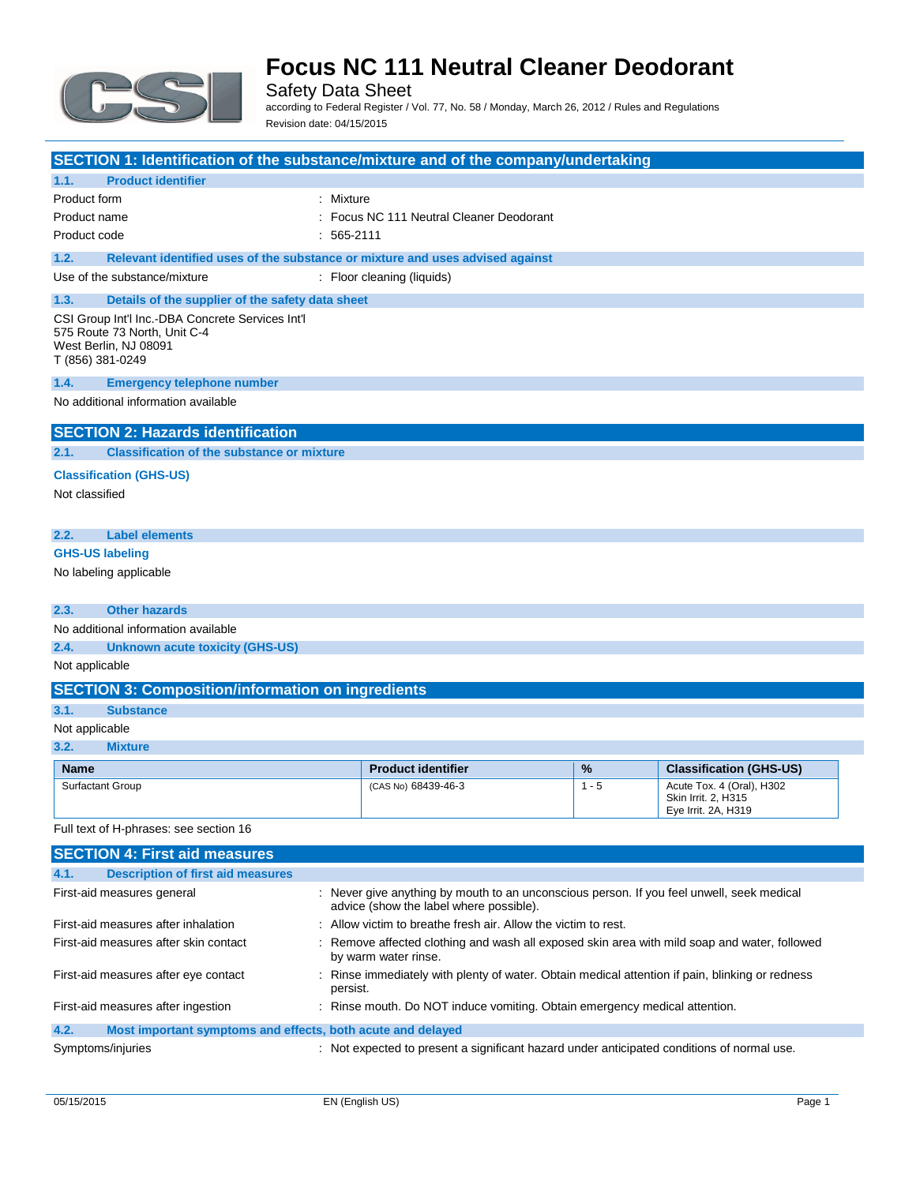# Focus NC 111 Neutral Cleaner Deodorant

Safety Data Sheet

according to Federal Register / Vol. 77, No. 58 / Monday, March 26, 2012 / Rules and Regulations

Revision date: 04/15/2015

## SECTION 1: Identification of the substance/mixture and of the company/undertaking

### 1.1. Product identifier

| | |
|---|---|
| Product form | : Mixture |
| Product name | : Focus NC 111 Neutral Cleaner Deodorant |
| Product code | : 565-2111 |

### 1.2. Relevant identified uses of the substance or mixture and uses advised against

| | |
|---|---|
| Use of the substance/mixture | : Floor cleaning (liquids) |

### 1.3. Details of the supplier of the safety data sheet

CSI Group Int'l Inc.-DBA Concrete Services Int'l
575 Route 73 North, Unit C-4
West Berlin, NJ 08091
T (856) 381-0249

### 1.4. Emergency telephone number

No additional information available

## SECTION 2: Hazards identification

### 2.1. Classification of the substance or mixture

**Classification (GHS-US)**

Not classified

### 2.2. Label elements

**GHS-US labeling**

No labeling applicable

### 2.3. Other hazards

No additional information available

### 2.4. Unknown acute toxicity (GHS-US)

Not applicable

## SECTION 3: Composition/information on ingredients

### 3.1. Substance

Not applicable

### 3.2. Mixture

| Name | Product identifier | % | Classification (GHS-US) |
|---|---|---|---|
| Surfactant Group | (CAS No) 68439-46-3 | 1 - 5 | Acute Tox. 4 (Oral), H302<br>Skin Irrit. 2, H315<br>Eye Irrit. 2A, H319 |

Full text of H-phrases: see section 16

## SECTION 4: First aid measures

### 4.1. Description of first aid measures

| | |
|---|---|
| First-aid measures general | : Never give anything by mouth to an unconscious person. If you feel unwell, seek medical advice (show the label where possible). |
| First-aid measures after inhalation | : Allow victim to breathe fresh air. Allow the victim to rest. |
| First-aid measures after skin contact | : Remove affected clothing and wash all exposed skin area with mild soap and water, followed by warm water rinse. |
| First-aid measures after eye contact | : Rinse immediately with plenty of water. Obtain medical attention if pain, blinking or redness persist. |
| First-aid measures after ingestion | : Rinse mouth. Do NOT induce vomiting. Obtain emergency medical attention. |

### 4.2. Most important symptoms and effects, both acute and delayed

| | |
|---|---|
| Symptoms/injuries | : Not expected to present a significant hazard under anticipated conditions of normal use. |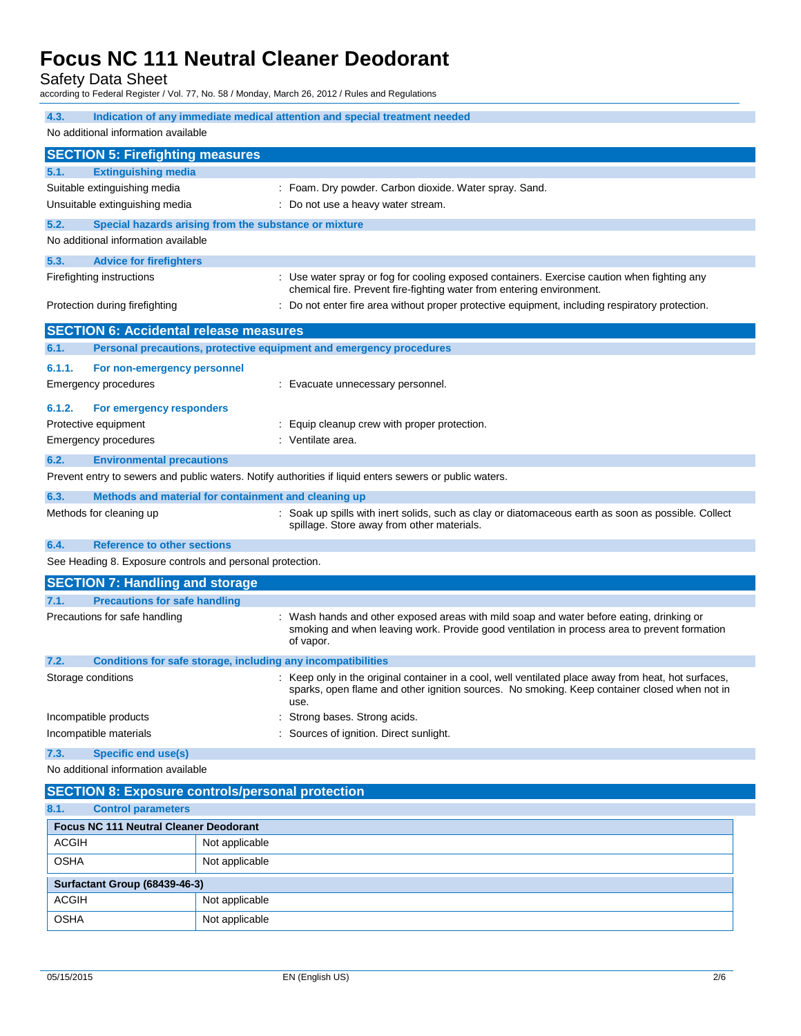#### 4.3. Indication of any immediate medical attention and special treatment needed

No additional information available

## SECTION 5: Firefighting measures

### 5.1. Extinguishing media

Suitable extinguishing media : Foam. Dry powder. Carbon dioxide. Water spray. Sand.

Unsuitable extinguishing media : Do not use a heavy water stream.

### 5.2. Special hazards arising from the substance or mixture

No additional information available

### 5.3. Advice for firefighters

Firefighting instructions : Use water spray or fog for cooling exposed containers. Exercise caution when fighting any chemical fire. Prevent fire-fighting water from entering environment.

Protection during firefighting : Do not enter fire area without proper protective equipment, including respiratory protection.

## SECTION 6: Accidental release measures

### 6.1. Personal precautions, protective equipment and emergency procedures

#### 6.1.1. For non-emergency personnel

Emergency procedures : Evacuate unnecessary personnel.

#### 6.1.2. For emergency responders

Protective equipment : Equip cleanup crew with proper protection.

Emergency procedures : Ventilate area.

### 6.2. Environmental precautions

Prevent entry to sewers and public waters. Notify authorities if liquid enters sewers or public waters.

### 6.3. Methods and material for containment and cleaning up

Methods for cleaning up : Soak up spills with inert solids, such as clay or diatomaceous earth as soon as possible. Collect spillage. Store away from other materials.

### 6.4. Reference to other sections

See Heading 8. Exposure controls and personal protection.

## SECTION 7: Handling and storage

### 7.1. Precautions for safe handling

Precautions for safe handling : Wash hands and other exposed areas with mild soap and water before eating, drinking or smoking and when leaving work. Provide good ventilation in process area to prevent formation of vapor.

### 7.2. Conditions for safe storage, including any incompatibilities

Storage conditions : Keep only in the original container in a cool, well ventilated place away from heat, hot surfaces, sparks, open flame and other ignition sources. No smoking. Keep container closed when not in use.

Incompatible products : Strong bases. Strong acids.

Incompatible materials : Sources of ignition. Direct sunlight.

### 7.3. Specific end use(s)

No additional information available

## SECTION 8: Exposure controls/personal protection

### 8.1. Control parameters

| Focus NC 111 Neutral Cleaner Deodorant | |
|---|---|
| ACGIH | Not applicable |
| OSHA | Not applicable |
| **Surfactant Group (68439-46-3)** | |
| ACGIH | Not applicable |
| OSHA | Not applicable |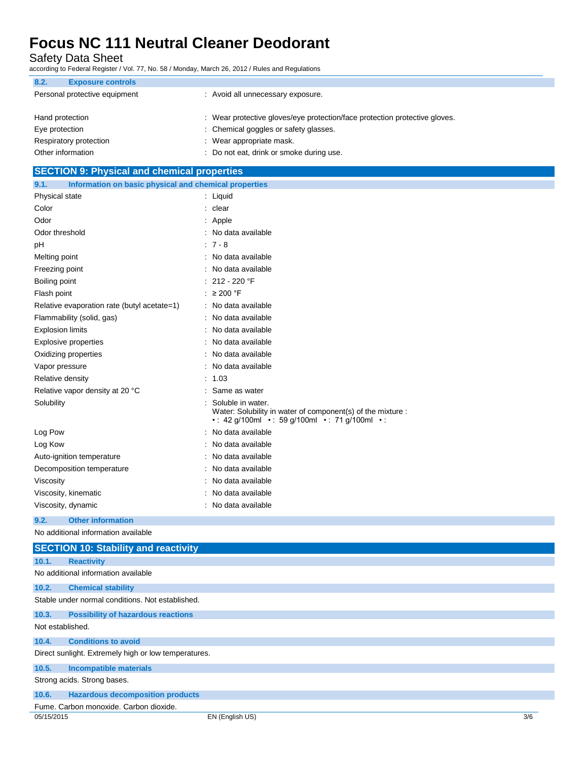### 8.2. Exposure controls

| | |
|---|---|
| Personal protective equipment | : Avoid all unnecessary exposure. |
| Hand protection | : Wear protective gloves/eye protection/face protection protective gloves. |
| Eye protection | : Chemical goggles or safety glasses. |
| Respiratory protection | : Wear appropriate mask. |
| Other information | : Do not eat, drink or smoke during use. |

## SECTION 9: Physical and chemical properties

### 9.1. Information on basic physical and chemical properties

| | |
|---|---|
| Physical state | : Liquid |
| Color | : clear |
| Odor | : Apple |
| Odor threshold | : No data available |
| pH | : 7 - 8 |
| Melting point | : No data available |
| Freezing point | : No data available |
| Boiling point | : 212 - 220 °F |
| Flash point | : ≥ 200 °F |
| Relative evaporation rate (butyl acetate=1) | : No data available |
| Flammability (solid, gas) | : No data available |
| Explosion limits | : No data available |
| Explosive properties | : No data available |
| Oxidizing properties | : No data available |
| Vapor pressure | : No data available |
| Relative density | : 1.03 |
| Relative vapor density at 20 °C | : Same as water |
| Solubility | : Soluble in water. Water: Solubility in water of component(s) of the mixture : • : 42 g/100ml • : 59 g/100ml • : 71 g/100ml • : |
| Log Pow | : No data available |
| Log Kow | : No data available |
| Auto-ignition temperature | : No data available |
| Decomposition temperature | : No data available |
| Viscosity | : No data available |
| Viscosity, kinematic | : No data available |
| Viscosity, dynamic | : No data available |

### 9.2. Other information

No additional information available

## SECTION 10: Stability and reactivity

### 10.1. Reactivity

No additional information available

### 10.2. Chemical stability

Stable under normal conditions. Not established.

### 10.3. Possibility of hazardous reactions

Not established.

### 10.4. Conditions to avoid

Direct sunlight. Extremely high or low temperatures.

### 10.5. Incompatible materials

Strong acids. Strong bases.

### 10.6. Hazardous decomposition products

Fume. Carbon monoxide. Carbon dioxide.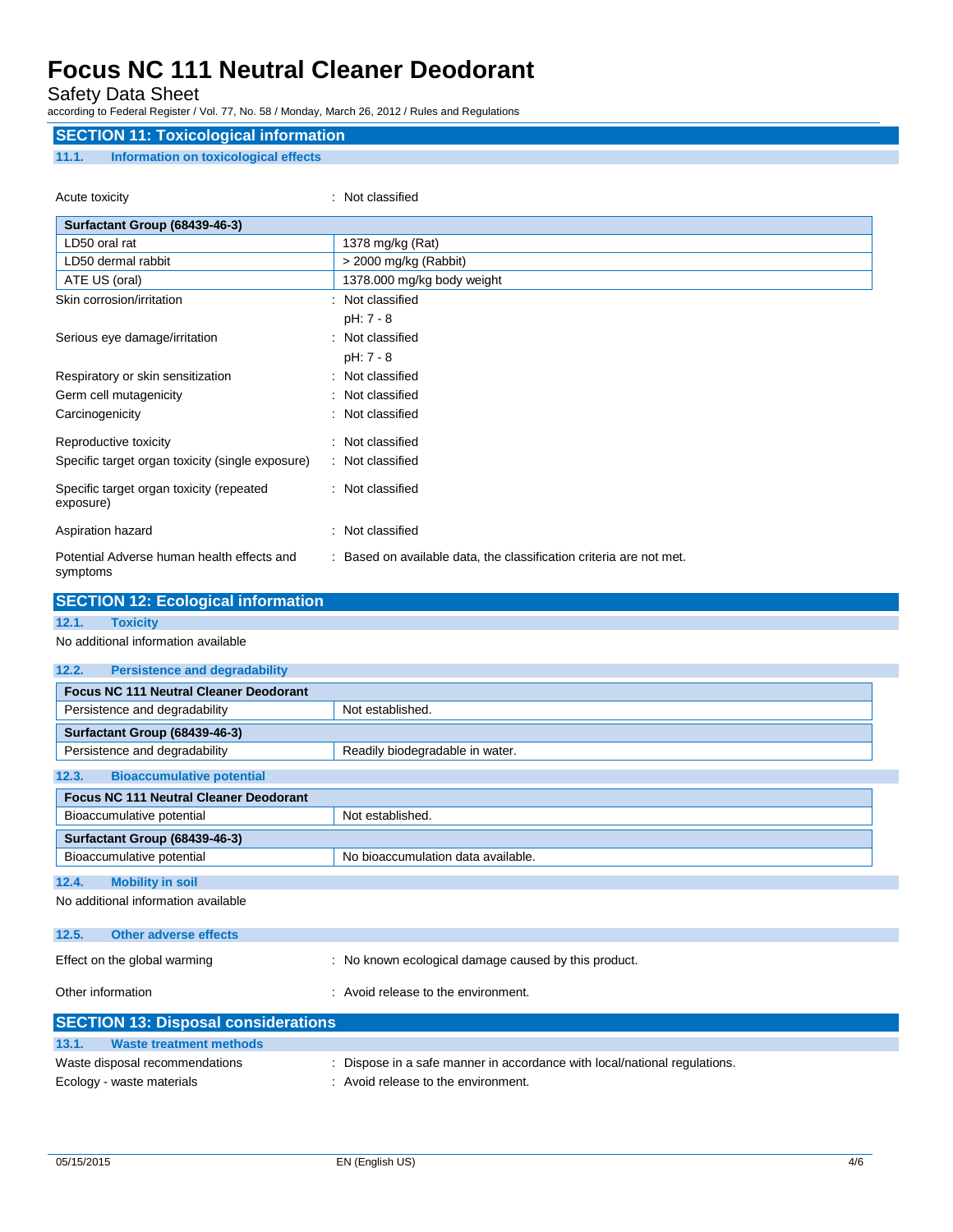## SECTION 11: Toxicological information

### 11.1. Information on toxicological effects

Acute toxicity : Not classified

| Surfactant Group (68439-46-3) | |
|---|---|
| LD50 oral rat | 1378 mg/kg (Rat) |
| LD50 dermal rabbit | > 2000 mg/kg (Rabbit) |
| ATE US (oral) | 1378.000 mg/kg body weight |

Skin corrosion/irritation : Not classified

pH: 7 - 8

Serious eye damage/irritation : Not classified

pH: 7 - 8

Respiratory or skin sensitization : Not classified

Germ cell mutagenicity : Not classified

Carcinogenicity : Not classified

Reproductive toxicity : Not classified

Specific target organ toxicity (single exposure) : Not classified

Specific target organ toxicity (repeated exposure) : Not classified

Aspiration hazard : Not classified

Potential Adverse human health effects and symptoms : Based on available data, the classification criteria are not met.

## SECTION 12: Ecological information

### 12.1. Toxicity

No additional information available

### 12.2. Persistence and degradability

| Focus NC 111 Neutral Cleaner Deodorant | |
|---|---|
| Persistence and degradability | Not established. |
| **Surfactant Group (68439-46-3)** | |
| Persistence and degradability | Readily biodegradable in water. |

### 12.3. Bioaccumulative potential

| Focus NC 111 Neutral Cleaner Deodorant | |
|---|---|
| Bioaccumulative potential | Not established. |
| **Surfactant Group (68439-46-3)** | |
| Bioaccumulative potential | No bioaccumulation data available. |

### 12.4. Mobility in soil

No additional information available

### 12.5. Other adverse effects

Effect on the global warming : No known ecological damage caused by this product.

Other information : Avoid release to the environment.

## SECTION 13: Disposal considerations

### 13.1. Waste treatment methods

Waste disposal recommendations : Dispose in a safe manner in accordance with local/national regulations.

Ecology - waste materials : Avoid release to the environment.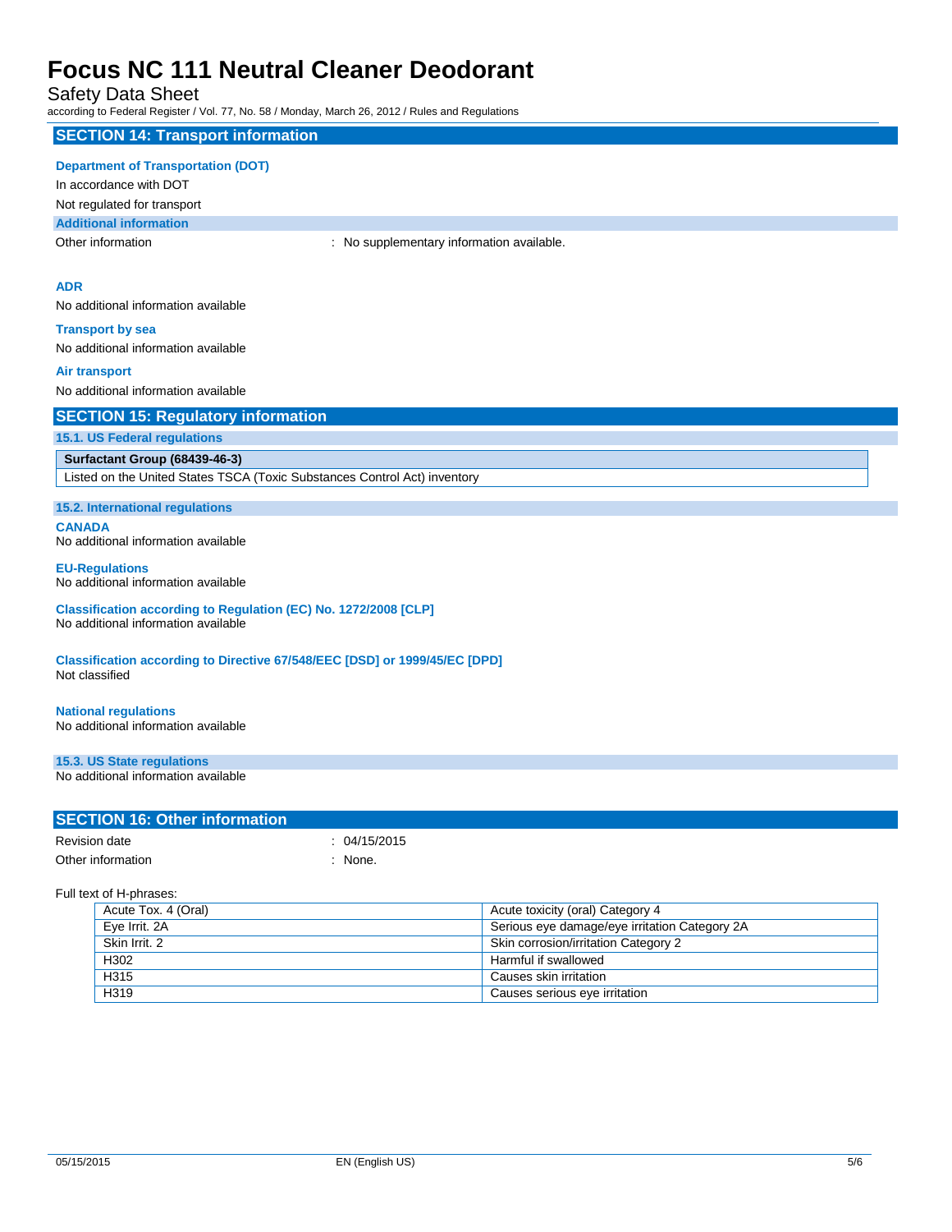## SECTION 14: Transport information

**Department of Transportation (DOT)**

In accordance with DOT

Not regulated for transport

**Additional information**

Other information : No supplementary information available.

**ADR**

No additional information available

**Transport by sea**

No additional information available

**Air transport**

No additional information available

## SECTION 15: Regulatory information

### 15.1. US Federal regulations

| **Surfactant Group (68439-46-3)** |
|---|
| Listed on the United States TSCA (Toxic Substances Control Act) inventory |

### 15.2. International regulations

**CANADA**

No additional information available

**EU-Regulations**

No additional information available

**Classification according to Regulation (EC) No. 1272/2008 [CLP]**

No additional information available

**Classification according to Directive 67/548/EEC [DSD] or 1999/45/EC [DPD]**

Not classified

**National regulations**

No additional information available

### 15.3. US State regulations

No additional information available

## SECTION 16: Other information

Revision date : 04/15/2015

Other information : None.

Full text of H-phrases:

| | |
|---|---|
| Acute Tox. 4 (Oral) | Acute toxicity (oral) Category 4 |
| Eye Irrit. 2A | Serious eye damage/eye irritation Category 2A |
| Skin Irrit. 2 | Skin corrosion/irritation Category 2 |
| H302 | Harmful if swallowed |
| H315 | Causes skin irritation |
| H319 | Causes serious eye irritation |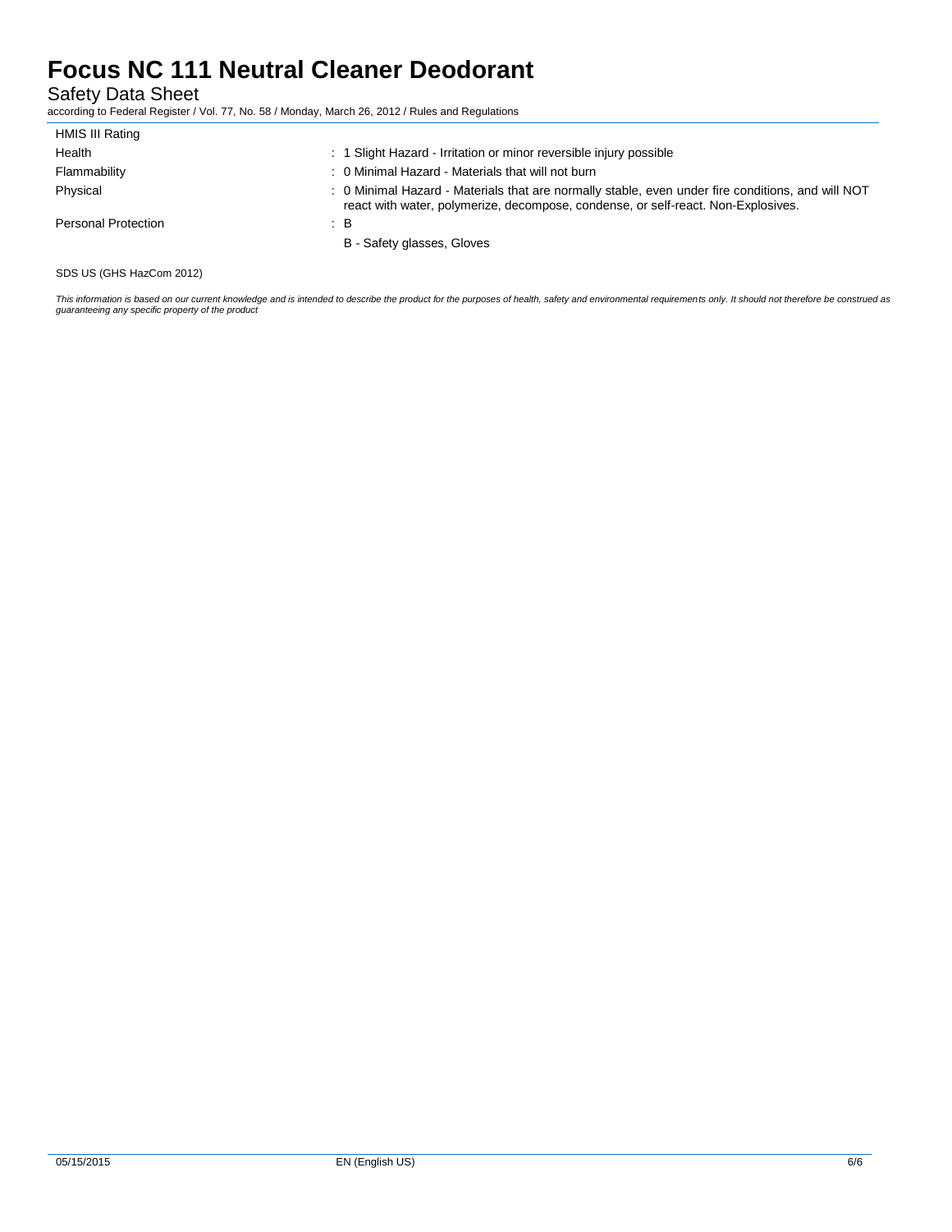| | |
|---|---|
| HMIS III Rating | |
| Health | : 1 Slight Hazard - Irritation or minor reversible injury possible |
| Flammability | : 0 Minimal Hazard - Materials that will not burn |
| Physical | : 0 Minimal Hazard - Materials that are normally stable, even under fire conditions, and will NOT react with water, polymerize, decompose, condense, or self-react. Non-Explosives. |
| Personal Protection | : B<br>B - Safety glasses, Gloves |

SDS US (GHS HazCom 2012)

*This information is based on our current knowledge and is intended to describe the product for the purposes of health, safety and environmental requirements only. It should not therefore be construed as guaranteeing any specific property of the product*